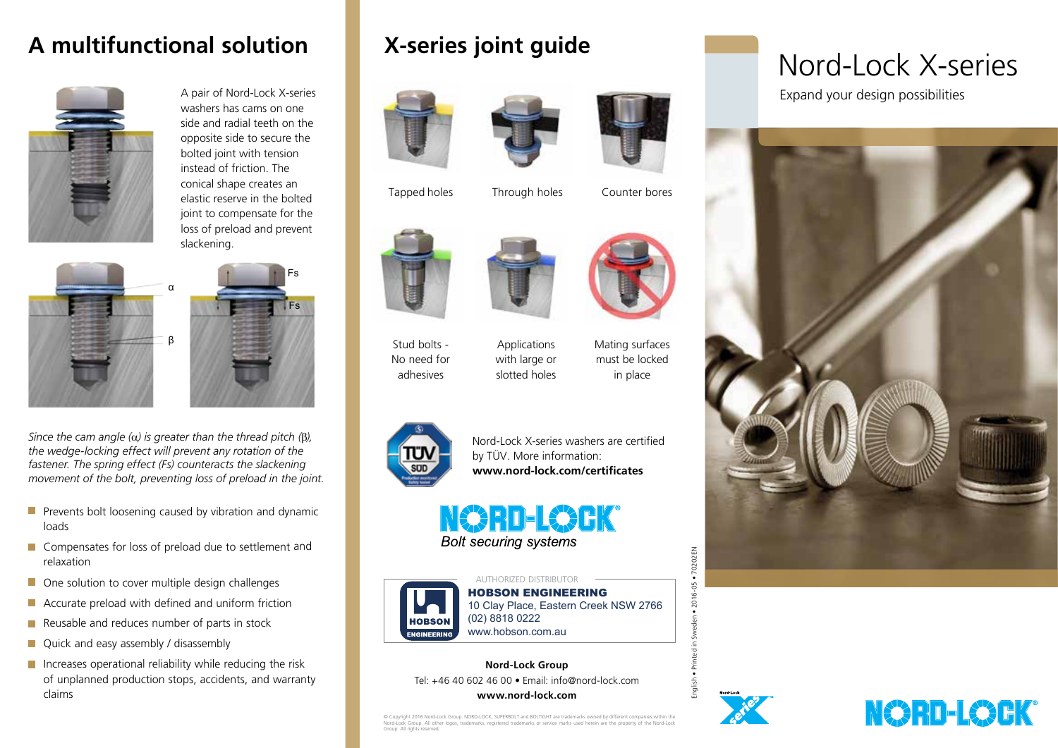# A multifunctional solution

A pair of Nord-Lock X-series washers has cams on one side and radial teeth on the opposite side to secure the bolted joint with tension instead of friction. The conical shape creates an elastic reserve in the bolted joint to compensate for the loss of preload and prevent slackening.

α

β

Fs

Fs

*Since the cam angle (α) is greater than the thread pitch (β), the wedge-locking effect will prevent any rotation of the fastener. The spring effect (Fs) counteracts the slackening movement of the bolt, preventing loss of preload in the joint.*

- Prevents bolt loosening caused by vibration and dynamic loads
- Compensates for loss of preload due to settlement and relaxation
- One solution to cover multiple design challenges
- Accurate preload with defined and uniform friction
- Reusable and reduces number of parts in stock
- Quick and easy assembly / disassembly
- Increases operational reliability while reducing the risk of unplanned production stops, accidents, and warranty claims

# X-series joint guide

Tapped holes

Through holes

Counter bores

Stud bolts - No need for adhesives

Applications with large or slotted holes

Mating surfaces must be locked in place

Nord-Lock X-series washers are certified by TÜV. More information: **www.nord-lock.com/certificates**

NORD-LOCK®
*Bolt securing systems*

AUTHORIZED DISTRIBUTOR
**HOBSON ENGINEERING**
10 Clay Place, Eastern Creek NSW 2766
(02) 8818 0222
www.hobson.com.au

**Nord-Lock Group**
Tel: +46 40 602 46 00 • Email: info@nord-lock.com
**www.nord-lock.com**

© Copyright 2016 Nord-Lock Group. NORD-LOCK, SUPERBOLT and BOLTIGHT are trademarks owned by different companies within the Nord-Lock Group. All other logos, trademarks, registered trademarks or service marks used herein are the property of the Nord-Lock Group. All rights reserved.

English • Printed in Sweden • 2016-05 • 70202EN

# Nord-Lock X-series

Expand your design possibilities

NORD-LOCK®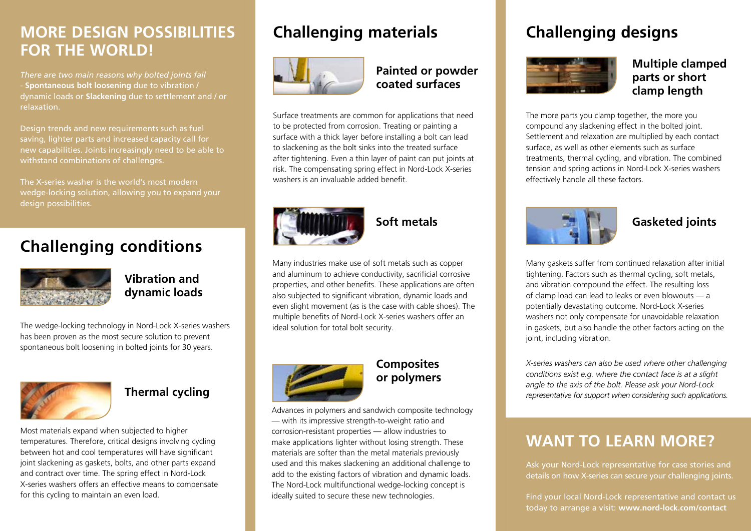## MORE DESIGN POSSIBILITIES FOR THE WORLD!

*There are two main reasons why bolted joints fail* - **Spontaneous bolt loosening** due to vibration / dynamic loads or **Slackening** due to settlement and / or relaxation.

Design trends and new requirements such as fuel saving, lighter parts and increased capacity call for new capabilities. Joints increasingly need to be able to withstand combinations of challenges.

The X-series washer is the world's most modern wedge-locking solution, allowing you to expand your design possibilities.

## Challenging conditions

### Vibration and dynamic loads

The wedge-locking technology in Nord-Lock X-series washers has been proven as the most secure solution to prevent spontaneous bolt loosening in bolted joints for 30 years.

### Thermal cycling

Most materials expand when subjected to higher temperatures. Therefore, critical designs involving cycling between hot and cool temperatures will have significant joint slackening as gaskets, bolts, and other parts expand and contract over time. The spring effect in Nord-Lock X-series washers offers an effective means to compensate for this cycling to maintain an even load.

## Challenging materials

### Painted or powder coated surfaces

Surface treatments are common for applications that need to be protected from corrosion. Treating or painting a surface with a thick layer before installing a bolt can lead to slackening as the bolt sinks into the treated surface after tightening. Even a thin layer of paint can put joints at risk. The compensating spring effect in Nord-Lock X-series washers is an invaluable added benefit.

### Soft metals

Many industries make use of soft metals such as copper and aluminum to achieve conductivity, sacrificial corrosive properties, and other benefits. These applications are often also subjected to significant vibration, dynamic loads and even slight movement (as is the case with cable shoes). The multiple benefits of Nord-Lock X-series washers offer an ideal solution for total bolt security.

### Composites or polymers

Advances in polymers and sandwich composite technology — with its impressive strength-to-weight ratio and corrosion-resistant properties — allow industries to make applications lighter without losing strength. These materials are softer than the metal materials previously used and this makes slackening an additional challenge to add to the existing factors of vibration and dynamic loads. The Nord-Lock multifunctional wedge-locking concept is ideally suited to secure these new technologies.

## Challenging designs

### Multiple clamped parts or short clamp length

The more parts you clamp together, the more you compound any slackening effect in the bolted joint. Settlement and relaxation are multiplied by each contact surface, as well as other elements such as surface treatments, thermal cycling, and vibration. The combined tension and spring actions in Nord-Lock X-series washers effectively handle all these factors.

### Gasketed joints

Many gaskets suffer from continued relaxation after initial tightening. Factors such as thermal cycling, soft metals, and vibration compound the effect. The resulting loss of clamp load can lead to leaks or even blowouts — a potentially devastating outcome. Nord-Lock X-series washers not only compensate for unavoidable relaxation in gaskets, but also handle the other factors acting on the joint, including vibration.

*X-series washers can also be used where other challenging conditions exist e.g. where the contact face is at a slight angle to the axis of the bolt. Please ask your Nord-Lock representative for support when considering such applications.*

## WANT TO LEARN MORE?

Ask your Nord-Lock representative for case stories and details on how X-series can secure your challenging joints.

Find your local Nord-Lock representative and contact us today to arrange a visit: **www.nord-lock.com/contact**